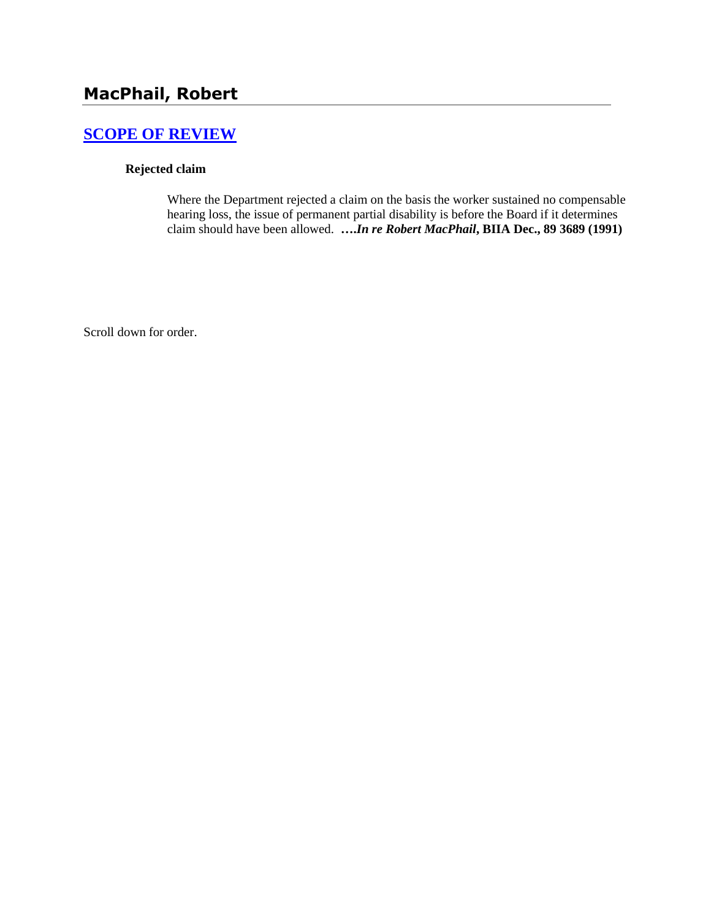## MacPhail, Robert

### [SCOPE OF REVIEW]

**Rejected claim**

Where the Department rejected a claim on the basis the worker sustained no compensable hearing loss, the issue of permanent partial disability is before the Board if it determines claim should have been allowed. ***….In re Robert MacPhail*, BIIA Dec., 89 3689 (1991)**

Scroll down for order.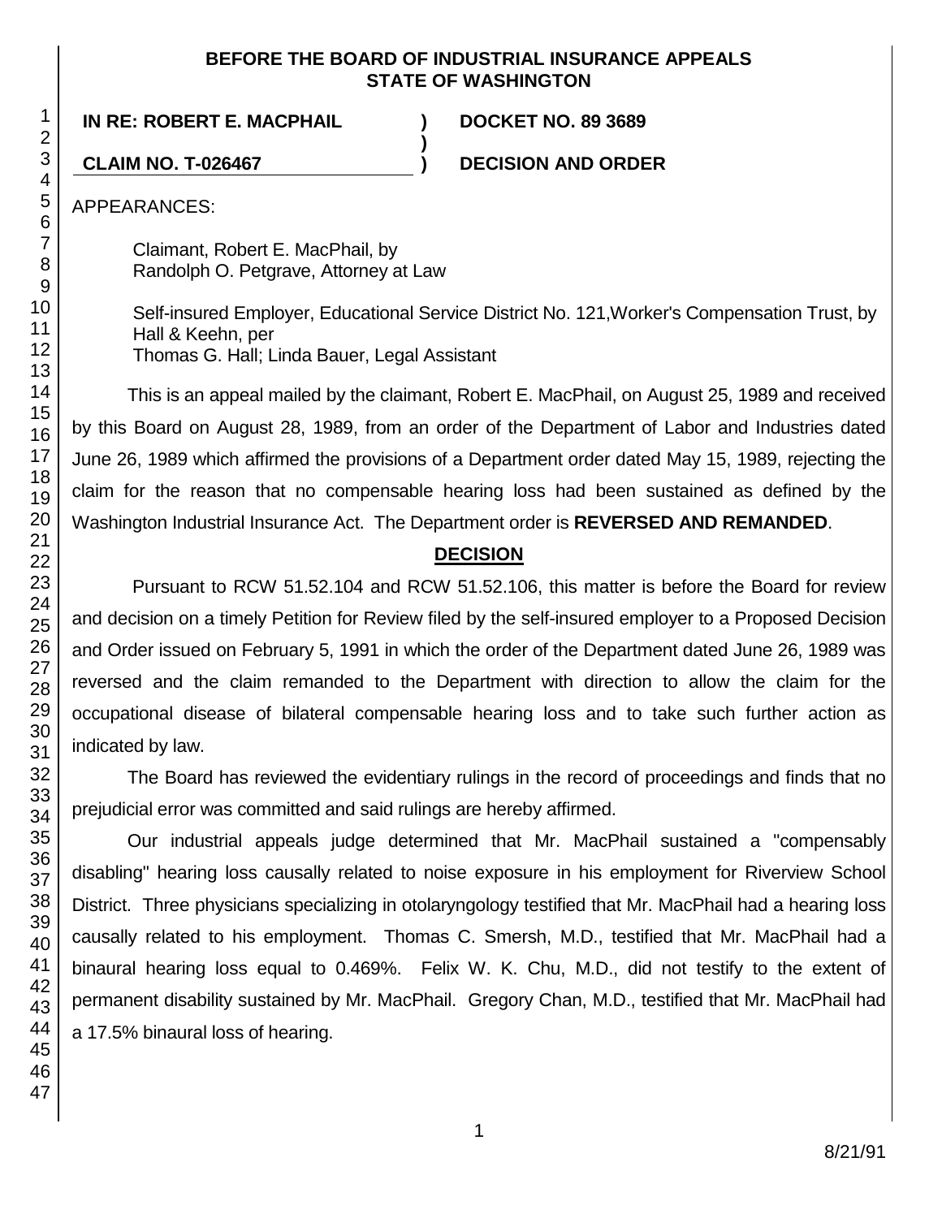**BEFORE THE BOARD OF INDUSTRIAL INSURANCE APPEALS**
**STATE OF WASHINGTON**

**IN RE: ROBERT E. MACPHAIL** ) **DOCKET NO. 89 3689**
)
**CLAIM NO. T-026467** ) **DECISION AND ORDER**

APPEARANCES:

Claimant, Robert E. MacPhail, by
Randolph O. Petgrave, Attorney at Law

Self-insured Employer, Educational Service District No. 121,Worker's Compensation Trust, by
Hall & Keehn, per
Thomas G. Hall; Linda Bauer, Legal Assistant

This is an appeal mailed by the claimant, Robert E. MacPhail, on August 25, 1989 and received by this Board on August 28, 1989, from an order of the Department of Labor and Industries dated June 26, 1989 which affirmed the provisions of a Department order dated May 15, 1989, rejecting the claim for the reason that no compensable hearing loss had been sustained as defined by the Washington Industrial Insurance Act. The Department order is **REVERSED AND REMANDED**.

## DECISION

Pursuant to RCW 51.52.104 and RCW 51.52.106, this matter is before the Board for review and decision on a timely Petition for Review filed by the self-insured employer to a Proposed Decision and Order issued on February 5, 1991 in which the order of the Department dated June 26, 1989 was reversed and the claim remanded to the Department with direction to allow the claim for the occupational disease of bilateral compensable hearing loss and to take such further action as indicated by law.

The Board has reviewed the evidentiary rulings in the record of proceedings and finds that no prejudicial error was committed and said rulings are hereby affirmed.

Our industrial appeals judge determined that Mr. MacPhail sustained a "compensably disabling" hearing loss causally related to noise exposure in his employment for Riverview School District. Three physicians specializing in otolaryngology testified that Mr. MacPhail had a hearing loss causally related to his employment. Thomas C. Smersh, M.D., testified that Mr. MacPhail had a binaural hearing loss equal to 0.469%. Felix W. K. Chu, M.D., did not testify to the extent of permanent disability sustained by Mr. MacPhail. Gregory Chan, M.D., testified that Mr. MacPhail had a 17.5% binaural loss of hearing.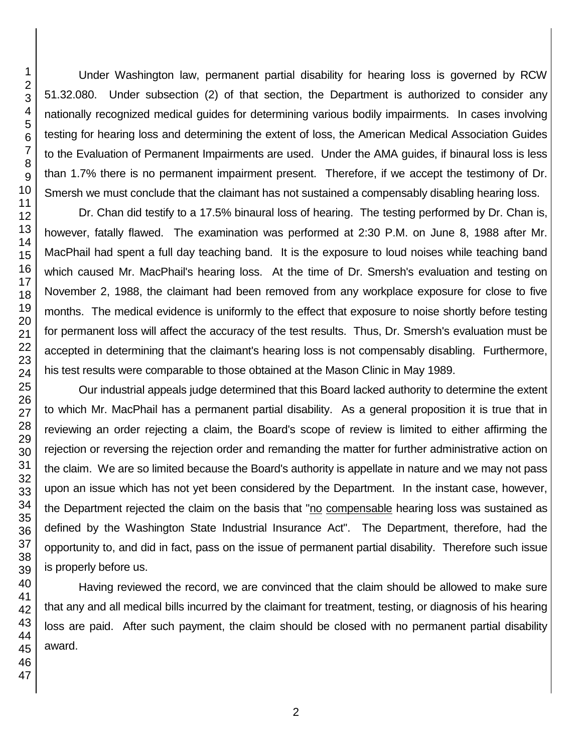Under Washington law, permanent partial disability for hearing loss is governed by RCW 51.32.080. Under subsection (2) of that section, the Department is authorized to consider any nationally recognized medical guides for determining various bodily impairments. In cases involving testing for hearing loss and determining the extent of loss, the American Medical Association Guides to the Evaluation of Permanent Impairments are used. Under the AMA guides, if binaural loss is less than 1.7% there is no permanent impairment present. Therefore, if we accept the testimony of Dr. Smersh we must conclude that the claimant has not sustained a compensably disabling hearing loss.

Dr. Chan did testify to a 17.5% binaural loss of hearing. The testing performed by Dr. Chan is, however, fatally flawed. The examination was performed at 2:30 P.M. on June 8, 1988 after Mr. MacPhail had spent a full day teaching band. It is the exposure to loud noises while teaching band which caused Mr. MacPhail's hearing loss. At the time of Dr. Smersh's evaluation and testing on November 2, 1988, the claimant had been removed from any workplace exposure for close to five months. The medical evidence is uniformly to the effect that exposure to noise shortly before testing for permanent loss will affect the accuracy of the test results. Thus, Dr. Smersh's evaluation must be accepted in determining that the claimant's hearing loss is not compensably disabling. Furthermore, his test results were comparable to those obtained at the Mason Clinic in May 1989.

Our industrial appeals judge determined that this Board lacked authority to determine the extent to which Mr. MacPhail has a permanent partial disability. As a general proposition it is true that in reviewing an order rejecting a claim, the Board's scope of review is limited to either affirming the rejection or reversing the rejection order and remanding the matter for further administrative action on the claim. We are so limited because the Board's authority is appellate in nature and we may not pass upon an issue which has not yet been considered by the Department. In the instant case, however, the Department rejected the claim on the basis that "no compensable hearing loss was sustained as defined by the Washington State Industrial Insurance Act". The Department, therefore, had the opportunity to, and did in fact, pass on the issue of permanent partial disability. Therefore such issue is properly before us.

Having reviewed the record, we are convinced that the claim should be allowed to make sure that any and all medical bills incurred by the claimant for treatment, testing, or diagnosis of his hearing loss are paid. After such payment, the claim should be closed with no permanent partial disability award.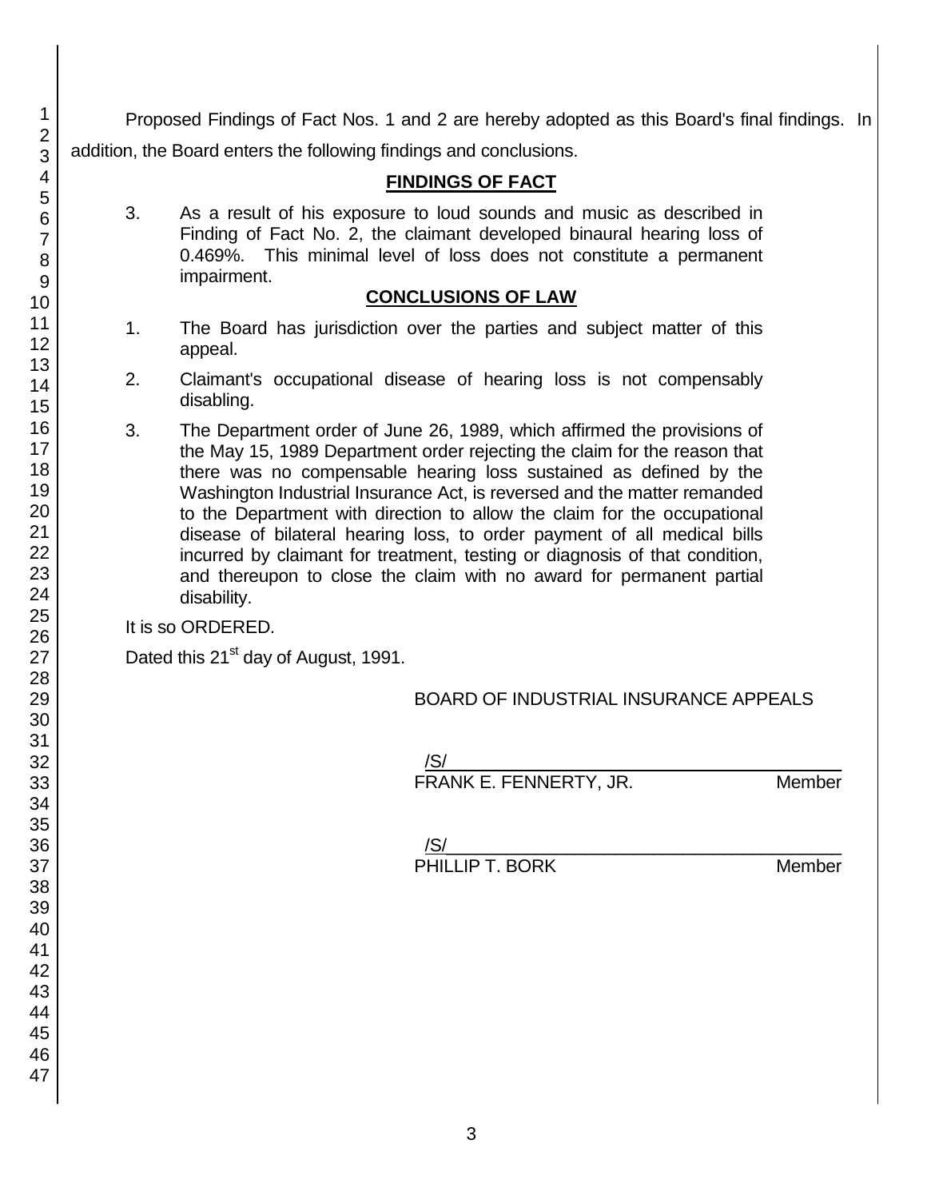Proposed Findings of Fact Nos. 1 and 2 are hereby adopted as this Board's final findings. In addition, the Board enters the following findings and conclusions.

## FINDINGS OF FACT

3. As a result of his exposure to loud sounds and music as described in Finding of Fact No. 2, the claimant developed binaural hearing loss of 0.469%. This minimal level of loss does not constitute a permanent impairment.

## CONCLUSIONS OF LAW

1. The Board has jurisdiction over the parties and subject matter of this appeal.

2. Claimant's occupational disease of hearing loss is not compensably disabling.

3. The Department order of June 26, 1989, which affirmed the provisions of the May 15, 1989 Department order rejecting the claim for the reason that there was no compensable hearing loss sustained as defined by the Washington Industrial Insurance Act, is reversed and the matter remanded to the Department with direction to allow the claim for the occupational disease of bilateral hearing loss, to order payment of all medical bills incurred by claimant for treatment, testing or diagnosis of that condition, and thereupon to close the claim with no award for permanent partial disability.

It is so ORDERED.

Dated this 21st day of August, 1991.

BOARD OF INDUSTRIAL INSURANCE APPEALS

/S/
FRANK E. FENNERTY, JR. Member

/S/
PHILLIP T. BORK Member